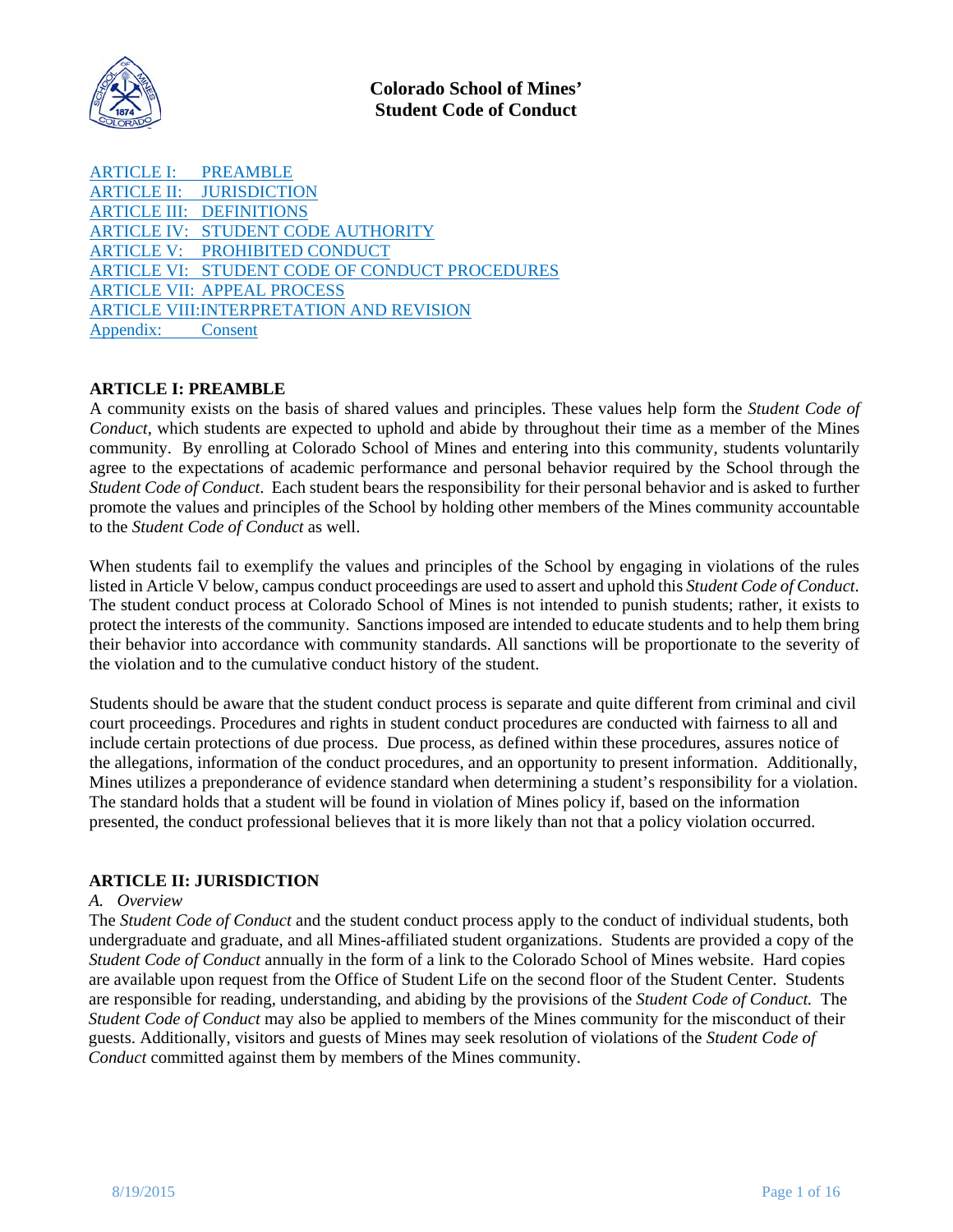# Colorado School of Mines' Student Code of Conduct

ARTICLE I: PREAMBLE
ARTICLE II: JURISDICTION
ARTICLE III: DEFINITIONS
ARTICLE IV: STUDENT CODE AUTHORITY
ARTICLE V: PROHIBITED CONDUCT
ARTICLE VI: STUDENT CODE OF CONDUCT PROCEDURES
ARTICLE VII: APPEAL PROCESS
ARTICLE VIII: INTERPRETATION AND REVISION
Appendix: Consent

## ARTICLE I: PREAMBLE

A community exists on the basis of shared values and principles. These values help form the *Student Code of Conduct*, which students are expected to uphold and abide by throughout their time as a member of the Mines community. By enrolling at Colorado School of Mines and entering into this community, students voluntarily agree to the expectations of academic performance and personal behavior required by the School through the *Student Code of Conduct*. Each student bears the responsibility for their personal behavior and is asked to further promote the values and principles of the School by holding other members of the Mines community accountable to the *Student Code of Conduct* as well.

When students fail to exemplify the values and principles of the School by engaging in violations of the rules listed in Article V below, campus conduct proceedings are used to assert and uphold this *Student Code of Conduct*. The student conduct process at Colorado School of Mines is not intended to punish students; rather, it exists to protect the interests of the community. Sanctions imposed are intended to educate students and to help them bring their behavior into accordance with community standards. All sanctions will be proportionate to the severity of the violation and to the cumulative conduct history of the student.

Students should be aware that the student conduct process is separate and quite different from criminal and civil court proceedings. Procedures and rights in student conduct procedures are conducted with fairness to all and include certain protections of due process. Due process, as defined within these procedures, assures notice of the allegations, information of the conduct procedures, and an opportunity to present information. Additionally, Mines utilizes a preponderance of evidence standard when determining a student's responsibility for a violation. The standard holds that a student will be found in violation of Mines policy if, based on the information presented, the conduct professional believes that it is more likely than not that a policy violation occurred.

## ARTICLE II: JURISDICTION

*A. Overview*

The *Student Code of Conduct* and the student conduct process apply to the conduct of individual students, both undergraduate and graduate, and all Mines-affiliated student organizations. Students are provided a copy of the *Student Code of Conduct* annually in the form of a link to the Colorado School of Mines website. Hard copies are available upon request from the Office of Student Life on the second floor of the Student Center. Students are responsible for reading, understanding, and abiding by the provisions of the *Student Code of Conduct.* The *Student Code of Conduct* may also be applied to members of the Mines community for the misconduct of their guests. Additionally, visitors and guests of Mines may seek resolution of violations of the *Student Code of Conduct* committed against them by members of the Mines community.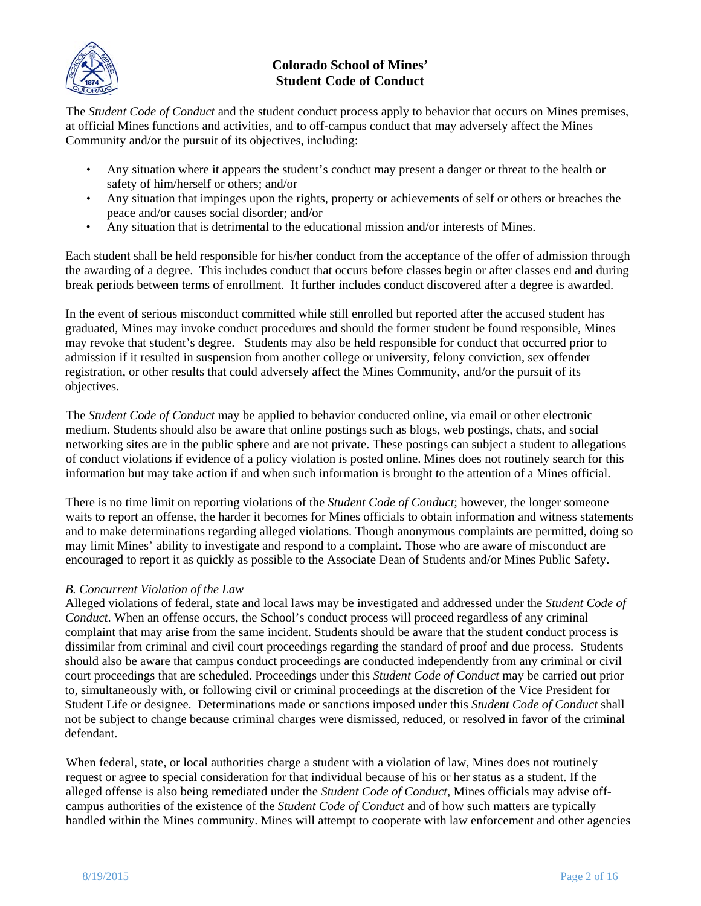# Colorado School of Mines' Student Code of Conduct

The *Student Code of Conduct* and the student conduct process apply to behavior that occurs on Mines premises, at official Mines functions and activities, and to off-campus conduct that may adversely affect the Mines Community and/or the pursuit of its objectives, including:

- Any situation where it appears the student's conduct may present a danger or threat to the health or safety of him/herself or others; and/or
- Any situation that impinges upon the rights, property or achievements of self or others or breaches the peace and/or causes social disorder; and/or
- Any situation that is detrimental to the educational mission and/or interests of Mines.

Each student shall be held responsible for his/her conduct from the acceptance of the offer of admission through the awarding of a degree. This includes conduct that occurs before classes begin or after classes end and during break periods between terms of enrollment. It further includes conduct discovered after a degree is awarded.

In the event of serious misconduct committed while still enrolled but reported after the accused student has graduated, Mines may invoke conduct procedures and should the former student be found responsible, Mines may revoke that student's degree. Students may also be held responsible for conduct that occurred prior to admission if it resulted in suspension from another college or university, felony conviction, sex offender registration, or other results that could adversely affect the Mines Community, and/or the pursuit of its objectives.

The *Student Code of Conduct* may be applied to behavior conducted online, via email or other electronic medium. Students should also be aware that online postings such as blogs, web postings, chats, and social networking sites are in the public sphere and are not private. These postings can subject a student to allegations of conduct violations if evidence of a policy violation is posted online. Mines does not routinely search for this information but may take action if and when such information is brought to the attention of a Mines official.

There is no time limit on reporting violations of the *Student Code of Conduct*; however, the longer someone waits to report an offense, the harder it becomes for Mines officials to obtain information and witness statements and to make determinations regarding alleged violations. Though anonymous complaints are permitted, doing so may limit Mines' ability to investigate and respond to a complaint. Those who are aware of misconduct are encouraged to report it as quickly as possible to the Associate Dean of Students and/or Mines Public Safety.

*B. Concurrent Violation of the Law*

Alleged violations of federal, state and local laws may be investigated and addressed under the *Student Code of Conduct*. When an offense occurs, the School's conduct process will proceed regardless of any criminal complaint that may arise from the same incident. Students should be aware that the student conduct process is dissimilar from criminal and civil court proceedings regarding the standard of proof and due process. Students should also be aware that campus conduct proceedings are conducted independently from any criminal or civil court proceedings that are scheduled. Proceedings under this *Student Code of Conduct* may be carried out prior to, simultaneously with, or following civil or criminal proceedings at the discretion of the Vice President for Student Life or designee. Determinations made or sanctions imposed under this *Student Code of Conduct* shall not be subject to change because criminal charges were dismissed, reduced, or resolved in favor of the criminal defendant.

When federal, state, or local authorities charge a student with a violation of law, Mines does not routinely request or agree to special consideration for that individual because of his or her status as a student. If the alleged offense is also being remediated under the *Student Code of Conduct*, Mines officials may advise off-campus authorities of the existence of the *Student Code of Conduct* and of how such matters are typically handled within the Mines community. Mines will attempt to cooperate with law enforcement and other agencies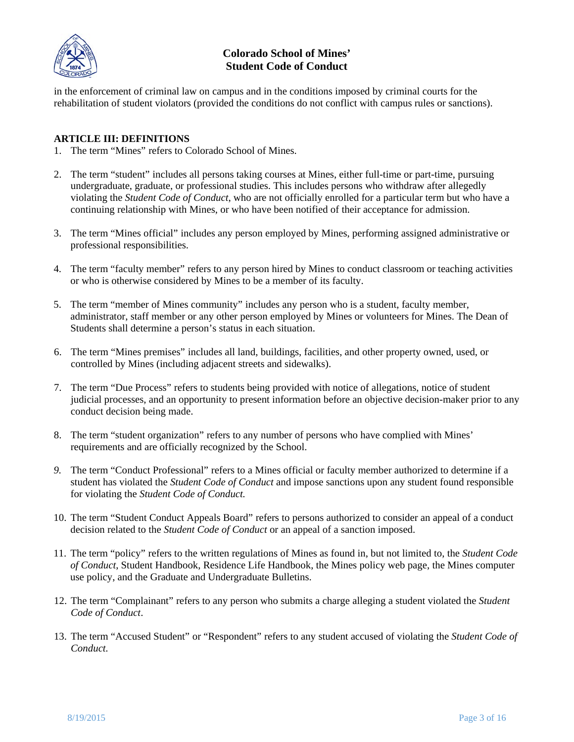in the enforcement of criminal law on campus and in the conditions imposed by criminal courts for the rehabilitation of student violators (provided the conditions do not conflict with campus rules or sanctions).

## ARTICLE III: DEFINITIONS

1. The term "Mines" refers to Colorado School of Mines.

2. The term "student" includes all persons taking courses at Mines, either full-time or part-time, pursuing undergraduate, graduate, or professional studies. This includes persons who withdraw after allegedly violating the *Student Code of Conduct*, who are not officially enrolled for a particular term but who have a continuing relationship with Mines, or who have been notified of their acceptance for admission.

3. The term "Mines official" includes any person employed by Mines, performing assigned administrative or professional responsibilities.

4. The term "faculty member" refers to any person hired by Mines to conduct classroom or teaching activities or who is otherwise considered by Mines to be a member of its faculty.

5. The term "member of Mines community" includes any person who is a student, faculty member, administrator, staff member or any other person employed by Mines or volunteers for Mines. The Dean of Students shall determine a person's status in each situation.

6. The term "Mines premises" includes all land, buildings, facilities, and other property owned, used, or controlled by Mines (including adjacent streets and sidewalks).

7. The term "Due Process" refers to students being provided with notice of allegations, notice of student judicial processes, and an opportunity to present information before an objective decision-maker prior to any conduct decision being made.

8. The term "student organization" refers to any number of persons who have complied with Mines' requirements and are officially recognized by the School.

9. The term "Conduct Professional" refers to a Mines official or faculty member authorized to determine if a student has violated the *Student Code of Conduct* and impose sanctions upon any student found responsible for violating the *Student Code of Conduct.*

10. The term "Student Conduct Appeals Board" refers to persons authorized to consider an appeal of a conduct decision related to the *Student Code of Conduct* or an appeal of a sanction imposed.

11. The term "policy" refers to the written regulations of Mines as found in, but not limited to, the *Student Code of Conduct*, Student Handbook, Residence Life Handbook, the Mines policy web page, the Mines computer use policy, and the Graduate and Undergraduate Bulletins.

12. The term "Complainant" refers to any person who submits a charge alleging a student violated the *Student Code of Conduct*.

13. The term "Accused Student" or "Respondent" refers to any student accused of violating the *Student Code of Conduct.*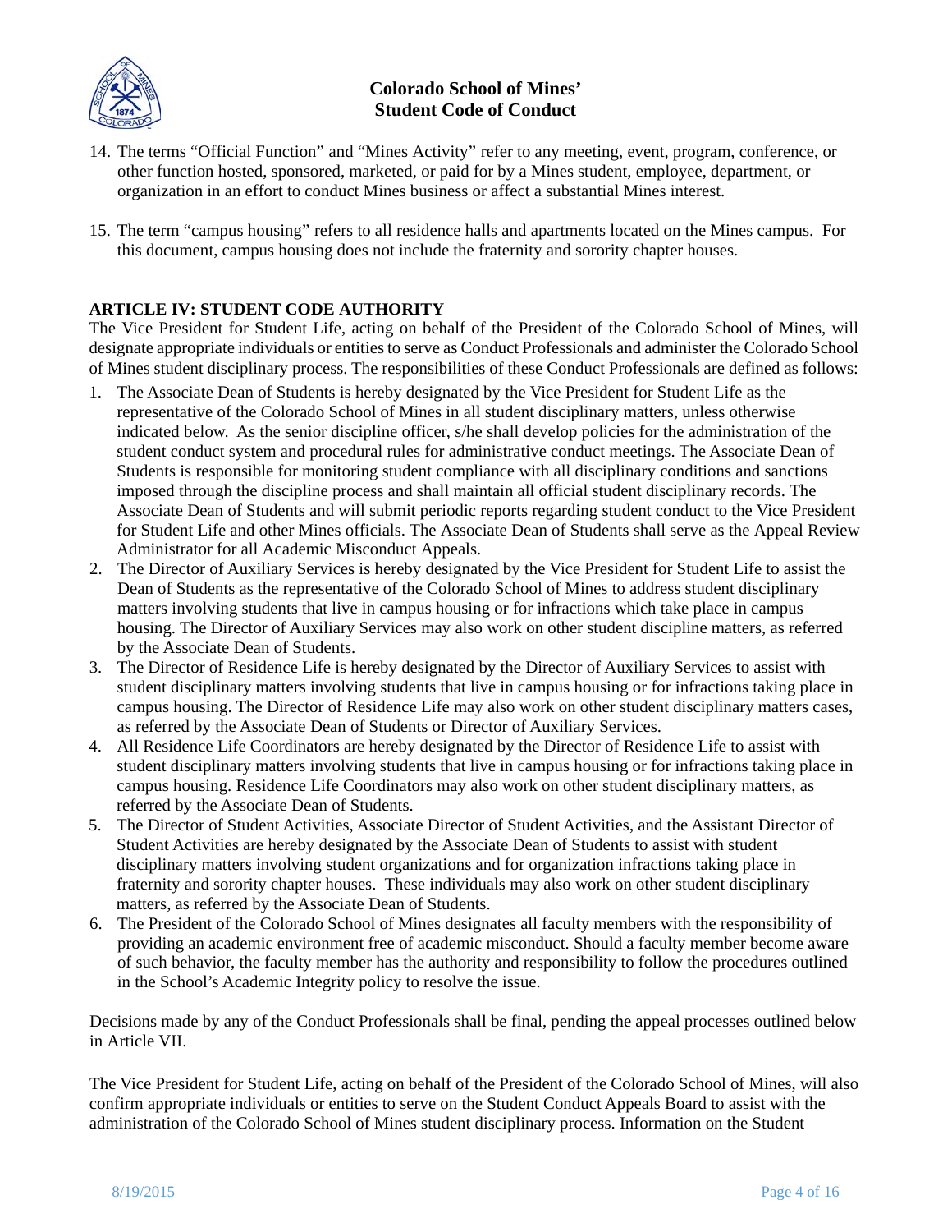14. The terms "Official Function" and "Mines Activity" refer to any meeting, event, program, conference, or other function hosted, sponsored, marketed, or paid for by a Mines student, employee, department, or organization in an effort to conduct Mines business or affect a substantial Mines interest.

15. The term "campus housing" refers to all residence halls and apartments located on the Mines campus. For this document, campus housing does not include the fraternity and sorority chapter houses.

**ARTICLE IV: STUDENT CODE AUTHORITY**

The Vice President for Student Life, acting on behalf of the President of the Colorado School of Mines, will designate appropriate individuals or entities to serve as Conduct Professionals and administer the Colorado School of Mines student disciplinary process. The responsibilities of these Conduct Professionals are defined as follows:

1. The Associate Dean of Students is hereby designated by the Vice President for Student Life as the representative of the Colorado School of Mines in all student disciplinary matters, unless otherwise indicated below. As the senior discipline officer, s/he shall develop policies for the administration of the student conduct system and procedural rules for administrative conduct meetings. The Associate Dean of Students is responsible for monitoring student compliance with all disciplinary conditions and sanctions imposed through the discipline process and shall maintain all official student disciplinary records. The Associate Dean of Students and will submit periodic reports regarding student conduct to the Vice President for Student Life and other Mines officials. The Associate Dean of Students shall serve as the Appeal Review Administrator for all Academic Misconduct Appeals.
2. The Director of Auxiliary Services is hereby designated by the Vice President for Student Life to assist the Dean of Students as the representative of the Colorado School of Mines to address student disciplinary matters involving students that live in campus housing or for infractions which take place in campus housing. The Director of Auxiliary Services may also work on other student discipline matters, as referred by the Associate Dean of Students.
3. The Director of Residence Life is hereby designated by the Director of Auxiliary Services to assist with student disciplinary matters involving students that live in campus housing or for infractions taking place in campus housing. The Director of Residence Life may also work on other student disciplinary matters cases, as referred by the Associate Dean of Students or Director of Auxiliary Services.
4. All Residence Life Coordinators are hereby designated by the Director of Residence Life to assist with student disciplinary matters involving students that live in campus housing or for infractions taking place in campus housing. Residence Life Coordinators may also work on other student disciplinary matters, as referred by the Associate Dean of Students.
5. The Director of Student Activities, Associate Director of Student Activities, and the Assistant Director of Student Activities are hereby designated by the Associate Dean of Students to assist with student disciplinary matters involving student organizations and for organization infractions taking place in fraternity and sorority chapter houses. These individuals may also work on other student disciplinary matters, as referred by the Associate Dean of Students.
6. The President of the Colorado School of Mines designates all faculty members with the responsibility of providing an academic environment free of academic misconduct. Should a faculty member become aware of such behavior, the faculty member has the authority and responsibility to follow the procedures outlined in the School's Academic Integrity policy to resolve the issue.

Decisions made by any of the Conduct Professionals shall be final, pending the appeal processes outlined below in Article VII.

The Vice President for Student Life, acting on behalf of the President of the Colorado School of Mines, will also confirm appropriate individuals or entities to serve on the Student Conduct Appeals Board to assist with the administration of the Colorado School of Mines student disciplinary process. Information on the Student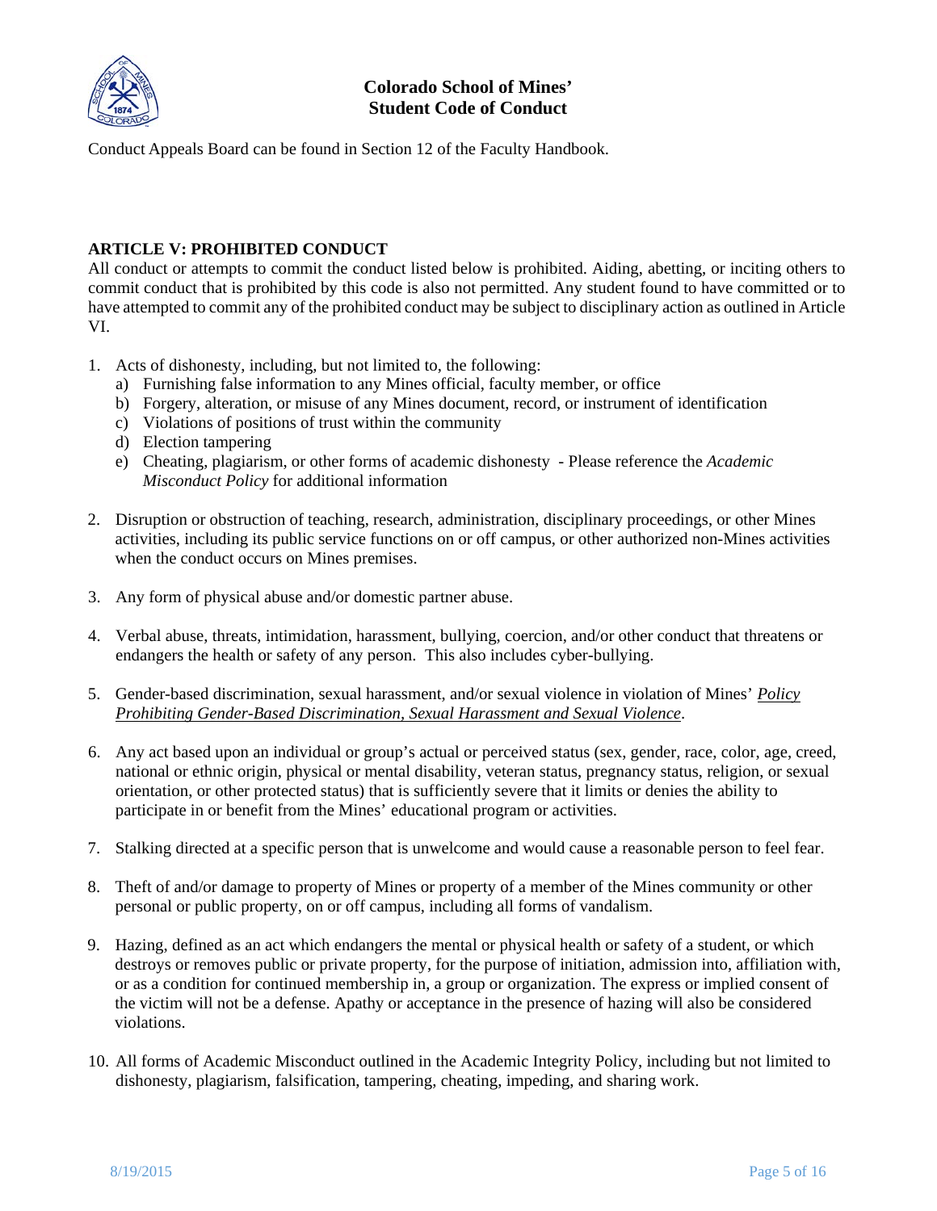Conduct Appeals Board can be found in Section 12 of the Faculty Handbook.

**ARTICLE V: PROHIBITED CONDUCT**

All conduct or attempts to commit the conduct listed below is prohibited. Aiding, abetting, or inciting others to commit conduct that is prohibited by this code is also not permitted. Any student found to have committed or to have attempted to commit any of the prohibited conduct may be subject to disciplinary action as outlined in Article VI.

1. Acts of dishonesty, including, but not limited to, the following:
   a) Furnishing false information to any Mines official, faculty member, or office
   b) Forgery, alteration, or misuse of any Mines document, record, or instrument of identification
   c) Violations of positions of trust within the community
   d) Election tampering
   e) Cheating, plagiarism, or other forms of academic dishonesty - Please reference the *Academic Misconduct Policy* for additional information

2. Disruption or obstruction of teaching, research, administration, disciplinary proceedings, or other Mines activities, including its public service functions on or off campus, or other authorized non-Mines activities when the conduct occurs on Mines premises.

3. Any form of physical abuse and/or domestic partner abuse.

4. Verbal abuse, threats, intimidation, harassment, bullying, coercion, and/or other conduct that threatens or endangers the health or safety of any person. This also includes cyber-bullying.

5. Gender-based discrimination, sexual harassment, and/or sexual violence in violation of Mines' *Policy Prohibiting Gender-Based Discrimination, Sexual Harassment and Sexual Violence*.

6. Any act based upon an individual or group's actual or perceived status (sex, gender, race, color, age, creed, national or ethnic origin, physical or mental disability, veteran status, pregnancy status, religion, or sexual orientation, or other protected status) that is sufficiently severe that it limits or denies the ability to participate in or benefit from the Mines' educational program or activities.

7. Stalking directed at a specific person that is unwelcome and would cause a reasonable person to feel fear.

8. Theft of and/or damage to property of Mines or property of a member of the Mines community or other personal or public property, on or off campus, including all forms of vandalism.

9. Hazing, defined as an act which endangers the mental or physical health or safety of a student, or which destroys or removes public or private property, for the purpose of initiation, admission into, affiliation with, or as a condition for continued membership in, a group or organization. The express or implied consent of the victim will not be a defense. Apathy or acceptance in the presence of hazing will also be considered violations.

10. All forms of Academic Misconduct outlined in the Academic Integrity Policy, including but not limited to dishonesty, plagiarism, falsification, tampering, cheating, impeding, and sharing work.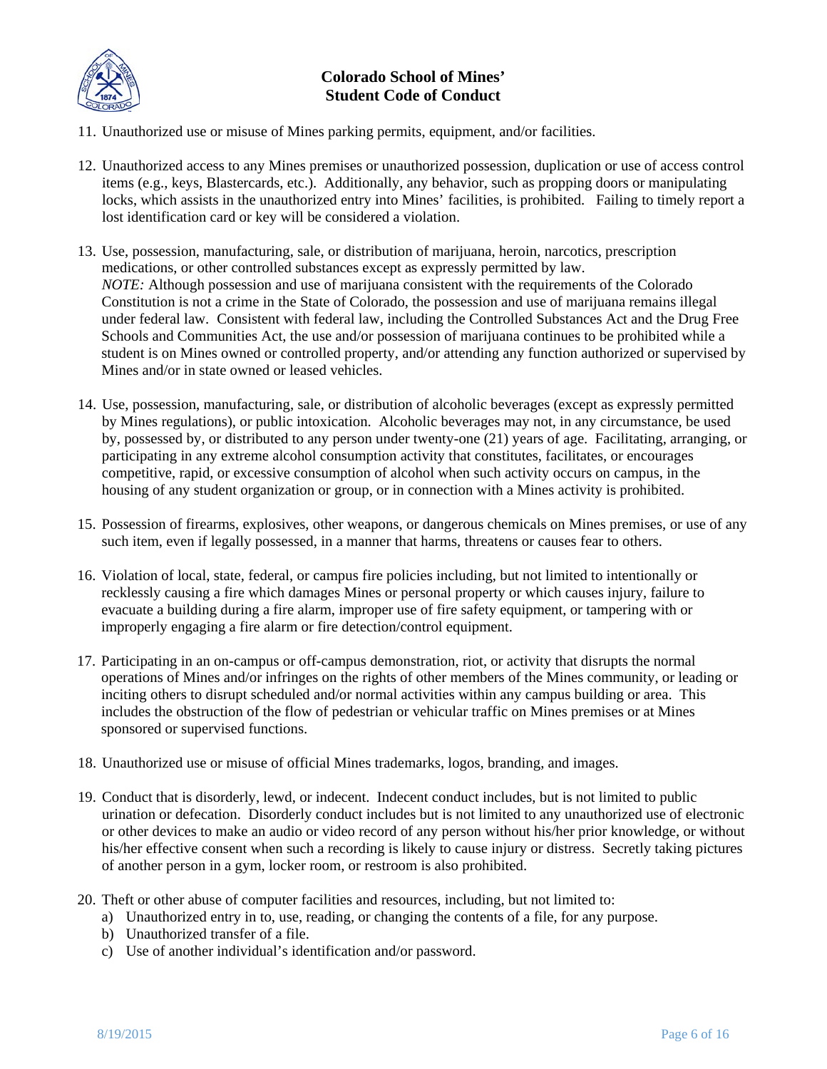11. Unauthorized use or misuse of Mines parking permits, equipment, and/or facilities.

12. Unauthorized access to any Mines premises or unauthorized possession, duplication or use of access control items (e.g., keys, Blastercards, etc.). Additionally, any behavior, such as propping doors or manipulating locks, which assists in the unauthorized entry into Mines' facilities, is prohibited. Failing to timely report a lost identification card or key will be considered a violation.

13. Use, possession, manufacturing, sale, or distribution of marijuana, heroin, narcotics, prescription medications, or other controlled substances except as expressly permitted by law.
    *NOTE:* Although possession and use of marijuana consistent with the requirements of the Colorado Constitution is not a crime in the State of Colorado, the possession and use of marijuana remains illegal under federal law. Consistent with federal law, including the Controlled Substances Act and the Drug Free Schools and Communities Act, the use and/or possession of marijuana continues to be prohibited while a student is on Mines owned or controlled property, and/or attending any function authorized or supervised by Mines and/or in state owned or leased vehicles.

14. Use, possession, manufacturing, sale, or distribution of alcoholic beverages (except as expressly permitted by Mines regulations), or public intoxication. Alcoholic beverages may not, in any circumstance, be used by, possessed by, or distributed to any person under twenty-one (21) years of age. Facilitating, arranging, or participating in any extreme alcohol consumption activity that constitutes, facilitates, or encourages competitive, rapid, or excessive consumption of alcohol when such activity occurs on campus, in the housing of any student organization or group, or in connection with a Mines activity is prohibited.

15. Possession of firearms, explosives, other weapons, or dangerous chemicals on Mines premises, or use of any such item, even if legally possessed, in a manner that harms, threatens or causes fear to others.

16. Violation of local, state, federal, or campus fire policies including, but not limited to intentionally or recklessly causing a fire which damages Mines or personal property or which causes injury, failure to evacuate a building during a fire alarm, improper use of fire safety equipment, or tampering with or improperly engaging a fire alarm or fire detection/control equipment.

17. Participating in an on-campus or off-campus demonstration, riot, or activity that disrupts the normal operations of Mines and/or infringes on the rights of other members of the Mines community, or leading or inciting others to disrupt scheduled and/or normal activities within any campus building or area. This includes the obstruction of the flow of pedestrian or vehicular traffic on Mines premises or at Mines sponsored or supervised functions.

18. Unauthorized use or misuse of official Mines trademarks, logos, branding, and images.

19. Conduct that is disorderly, lewd, or indecent. Indecent conduct includes, but is not limited to public urination or defecation. Disorderly conduct includes but is not limited to any unauthorized use of electronic or other devices to make an audio or video record of any person without his/her prior knowledge, or without his/her effective consent when such a recording is likely to cause injury or distress. Secretly taking pictures of another person in a gym, locker room, or restroom is also prohibited.

20. Theft or other abuse of computer facilities and resources, including, but not limited to:
    a) Unauthorized entry in to, use, reading, or changing the contents of a file, for any purpose.
    b) Unauthorized transfer of a file.
    c) Use of another individual's identification and/or password.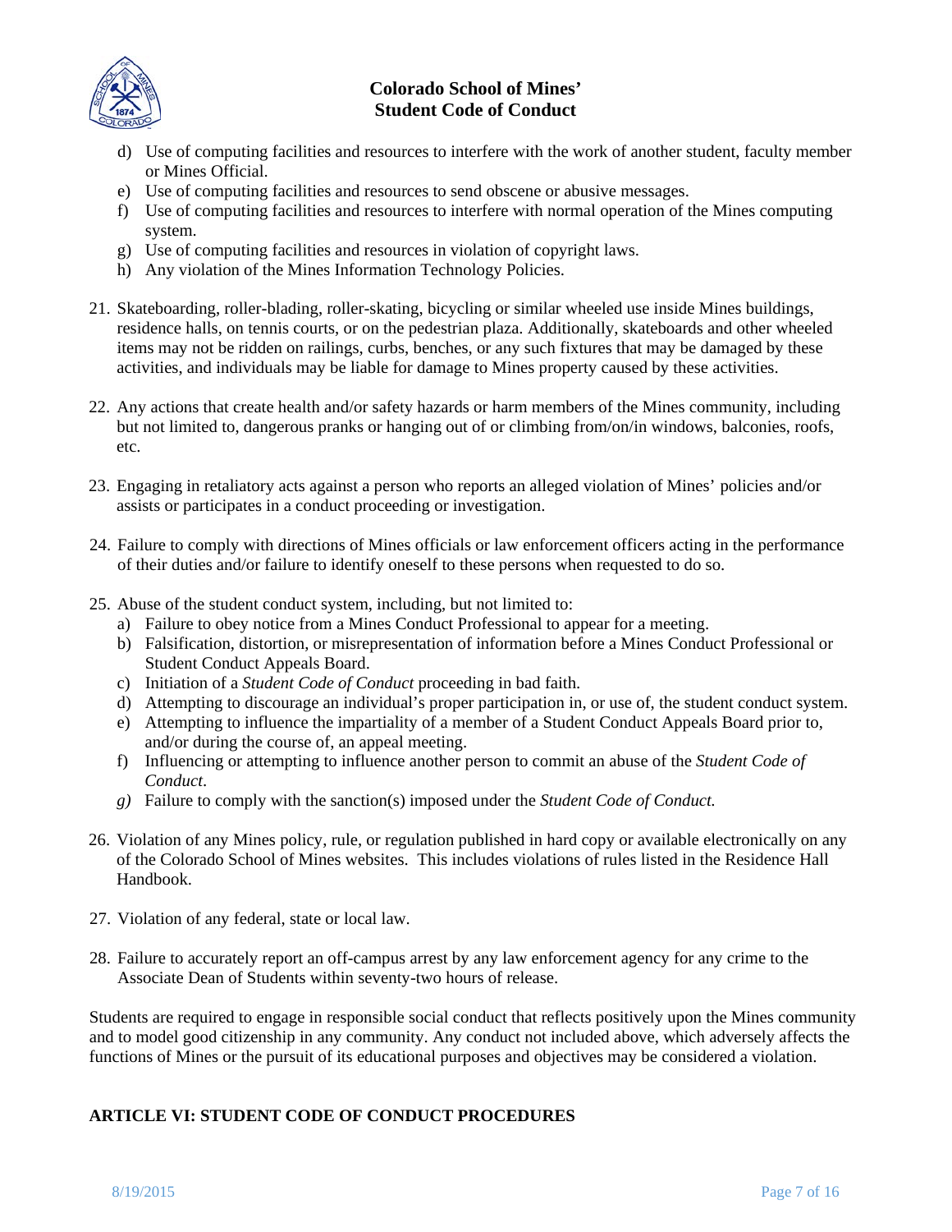d) Use of computing facilities and resources to interfere with the work of another student, faculty member or Mines Official.
e) Use of computing facilities and resources to send obscene or abusive messages.
f) Use of computing facilities and resources to interfere with normal operation of the Mines computing system.
g) Use of computing facilities and resources in violation of copyright laws.
h) Any violation of the Mines Information Technology Policies.

21. Skateboarding, roller-blading, roller-skating, bicycling or similar wheeled use inside Mines buildings, residence halls, on tennis courts, or on the pedestrian plaza. Additionally, skateboards and other wheeled items may not be ridden on railings, curbs, benches, or any such fixtures that may be damaged by these activities, and individuals may be liable for damage to Mines property caused by these activities.

22. Any actions that create health and/or safety hazards or harm members of the Mines community, including but not limited to, dangerous pranks or hanging out of or climbing from/on/in windows, balconies, roofs, etc.

23. Engaging in retaliatory acts against a person who reports an alleged violation of Mines' policies and/or assists or participates in a conduct proceeding or investigation.

24. Failure to comply with directions of Mines officials or law enforcement officers acting in the performance of their duties and/or failure to identify oneself to these persons when requested to do so.

25. Abuse of the student conduct system, including, but not limited to:
    a) Failure to obey notice from a Mines Conduct Professional to appear for a meeting.
    b) Falsification, distortion, or misrepresentation of information before a Mines Conduct Professional or Student Conduct Appeals Board.
    c) Initiation of a *Student Code of Conduct* proceeding in bad faith.
    d) Attempting to discourage an individual's proper participation in, or use of, the student conduct system.
    e) Attempting to influence the impartiality of a member of a Student Conduct Appeals Board prior to, and/or during the course of, an appeal meeting.
    f) Influencing or attempting to influence another person to commit an abuse of the *Student Code of Conduct*.
    *g)* Failure to comply with the sanction(s) imposed under the *Student Code of Conduct.*

26. Violation of any Mines policy, rule, or regulation published in hard copy or available electronically on any of the Colorado School of Mines websites. This includes violations of rules listed in the Residence Hall Handbook.

27. Violation of any federal, state or local law.

28. Failure to accurately report an off-campus arrest by any law enforcement agency for any crime to the Associate Dean of Students within seventy-two hours of release.

Students are required to engage in responsible social conduct that reflects positively upon the Mines community and to model good citizenship in any community. Any conduct not included above, which adversely affects the functions of Mines or the pursuit of its educational purposes and objectives may be considered a violation.

## ARTICLE VI: STUDENT CODE OF CONDUCT PROCEDURES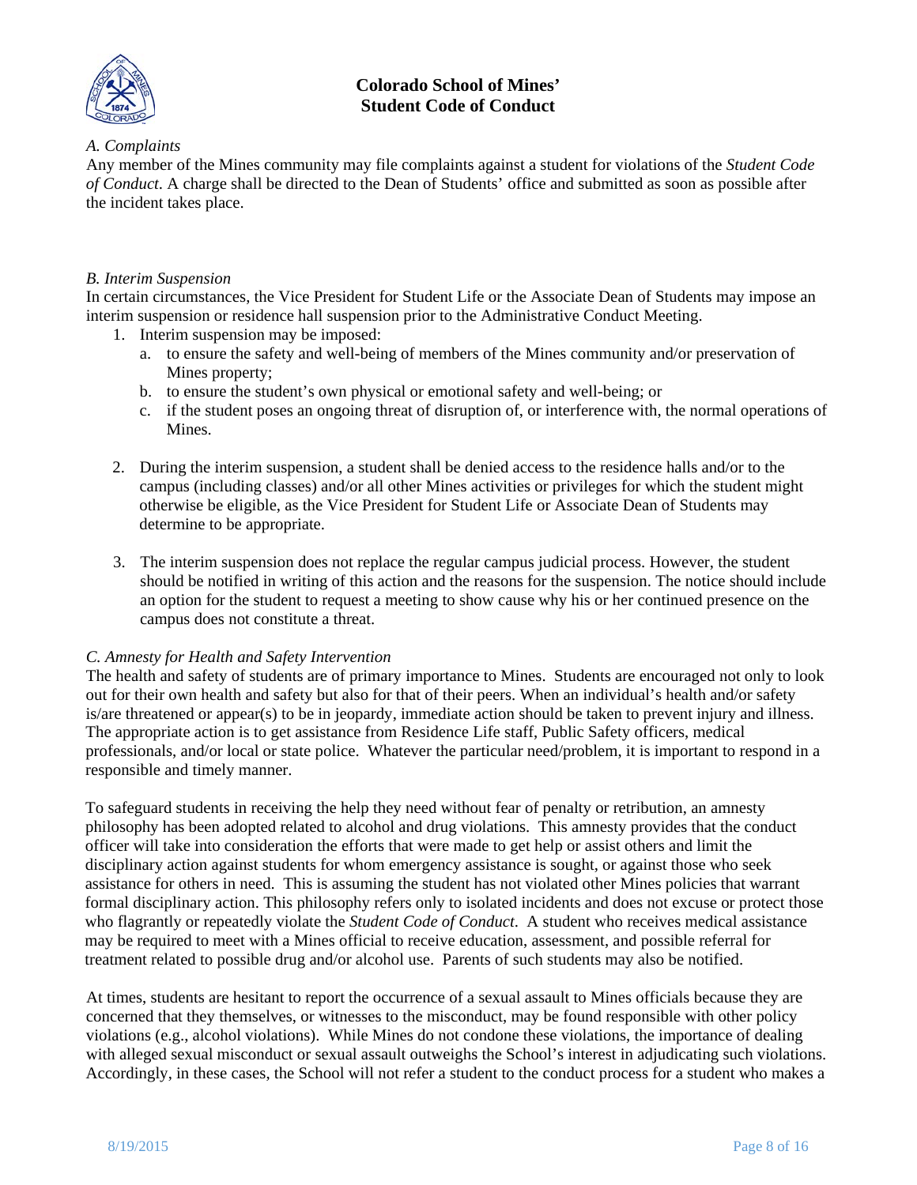*A. Complaints*

Any member of the Mines community may file complaints against a student for violations of the *Student Code of Conduct*. A charge shall be directed to the Dean of Students' office and submitted as soon as possible after the incident takes place.

*B. Interim Suspension*

In certain circumstances, the Vice President for Student Life or the Associate Dean of Students may impose an interim suspension or residence hall suspension prior to the Administrative Conduct Meeting.

1. Interim suspension may be imposed:
   a. to ensure the safety and well-being of members of the Mines community and/or preservation of Mines property;
   b. to ensure the student's own physical or emotional safety and well-being; or
   c. if the student poses an ongoing threat of disruption of, or interference with, the normal operations of Mines.

2. During the interim suspension, a student shall be denied access to the residence halls and/or to the campus (including classes) and/or all other Mines activities or privileges for which the student might otherwise be eligible, as the Vice President for Student Life or Associate Dean of Students may determine to be appropriate.

3. The interim suspension does not replace the regular campus judicial process. However, the student should be notified in writing of this action and the reasons for the suspension. The notice should include an option for the student to request a meeting to show cause why his or her continued presence on the campus does not constitute a threat.

*C. Amnesty for Health and Safety Intervention*

The health and safety of students are of primary importance to Mines. Students are encouraged not only to look out for their own health and safety but also for that of their peers. When an individual's health and/or safety is/are threatened or appear(s) to be in jeopardy, immediate action should be taken to prevent injury and illness. The appropriate action is to get assistance from Residence Life staff, Public Safety officers, medical professionals, and/or local or state police. Whatever the particular need/problem, it is important to respond in a responsible and timely manner.

To safeguard students in receiving the help they need without fear of penalty or retribution, an amnesty philosophy has been adopted related to alcohol and drug violations. This amnesty provides that the conduct officer will take into consideration the efforts that were made to get help or assist others and limit the disciplinary action against students for whom emergency assistance is sought, or against those who seek assistance for others in need. This is assuming the student has not violated other Mines policies that warrant formal disciplinary action. This philosophy refers only to isolated incidents and does not excuse or protect those who flagrantly or repeatedly violate the *Student Code of Conduct*. A student who receives medical assistance may be required to meet with a Mines official to receive education, assessment, and possible referral for treatment related to possible drug and/or alcohol use. Parents of such students may also be notified.

At times, students are hesitant to report the occurrence of a sexual assault to Mines officials because they are concerned that they themselves, or witnesses to the misconduct, may be found responsible with other policy violations (e.g., alcohol violations). While Mines do not condone these violations, the importance of dealing with alleged sexual misconduct or sexual assault outweighs the School's interest in adjudicating such violations. Accordingly, in these cases, the School will not refer a student to the conduct process for a student who makes a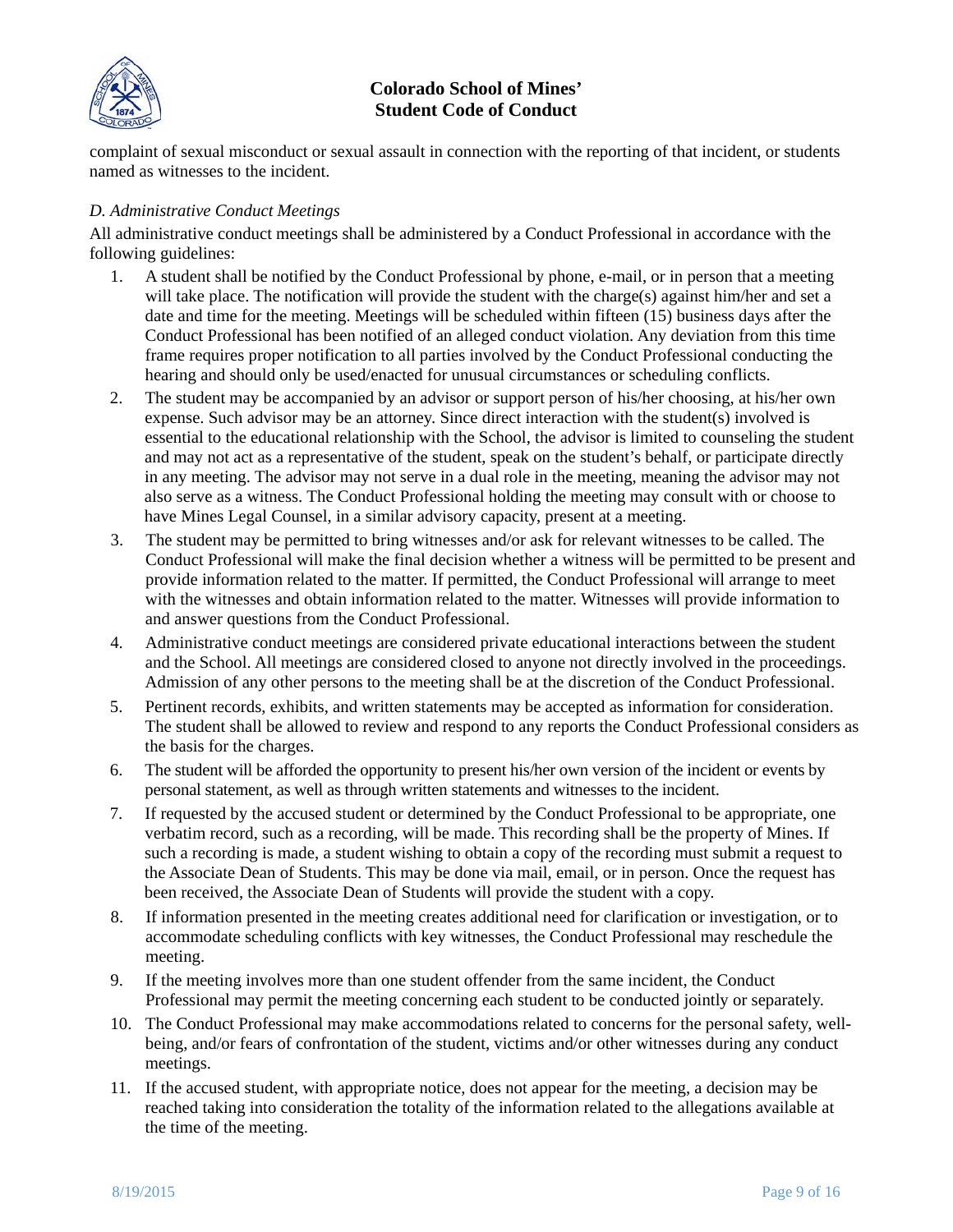complaint of sexual misconduct or sexual assault in connection with the reporting of that incident, or students named as witnesses to the incident.

*D. Administrative Conduct Meetings*

All administrative conduct meetings shall be administered by a Conduct Professional in accordance with the following guidelines:

1. A student shall be notified by the Conduct Professional by phone, e-mail, or in person that a meeting will take place. The notification will provide the student with the charge(s) against him/her and set a date and time for the meeting. Meetings will be scheduled within fifteen (15) business days after the Conduct Professional has been notified of an alleged conduct violation. Any deviation from this time frame requires proper notification to all parties involved by the Conduct Professional conducting the hearing and should only be used/enacted for unusual circumstances or scheduling conflicts.
2. The student may be accompanied by an advisor or support person of his/her choosing, at his/her own expense. Such advisor may be an attorney. Since direct interaction with the student(s) involved is essential to the educational relationship with the School, the advisor is limited to counseling the student and may not act as a representative of the student, speak on the student's behalf, or participate directly in any meeting. The advisor may not serve in a dual role in the meeting, meaning the advisor may not also serve as a witness. The Conduct Professional holding the meeting may consult with or choose to have Mines Legal Counsel, in a similar advisory capacity, present at a meeting.
3. The student may be permitted to bring witnesses and/or ask for relevant witnesses to be called. The Conduct Professional will make the final decision whether a witness will be permitted to be present and provide information related to the matter. If permitted, the Conduct Professional will arrange to meet with the witnesses and obtain information related to the matter. Witnesses will provide information to and answer questions from the Conduct Professional.
4. Administrative conduct meetings are considered private educational interactions between the student and the School. All meetings are considered closed to anyone not directly involved in the proceedings. Admission of any other persons to the meeting shall be at the discretion of the Conduct Professional.
5. Pertinent records, exhibits, and written statements may be accepted as information for consideration. The student shall be allowed to review and respond to any reports the Conduct Professional considers as the basis for the charges.
6. The student will be afforded the opportunity to present his/her own version of the incident or events by personal statement, as well as through written statements and witnesses to the incident.
7. If requested by the accused student or determined by the Conduct Professional to be appropriate, one verbatim record, such as a recording, will be made. This recording shall be the property of Mines. If such a recording is made, a student wishing to obtain a copy of the recording must submit a request to the Associate Dean of Students. This may be done via mail, email, or in person. Once the request has been received, the Associate Dean of Students will provide the student with a copy.
8. If information presented in the meeting creates additional need for clarification or investigation, or to accommodate scheduling conflicts with key witnesses, the Conduct Professional may reschedule the meeting.
9. If the meeting involves more than one student offender from the same incident, the Conduct Professional may permit the meeting concerning each student to be conducted jointly or separately.
10. The Conduct Professional may make accommodations related to concerns for the personal safety, well-being, and/or fears of confrontation of the student, victims and/or other witnesses during any conduct meetings.
11. If the accused student, with appropriate notice, does not appear for the meeting, a decision may be reached taking into consideration the totality of the information related to the allegations available at the time of the meeting.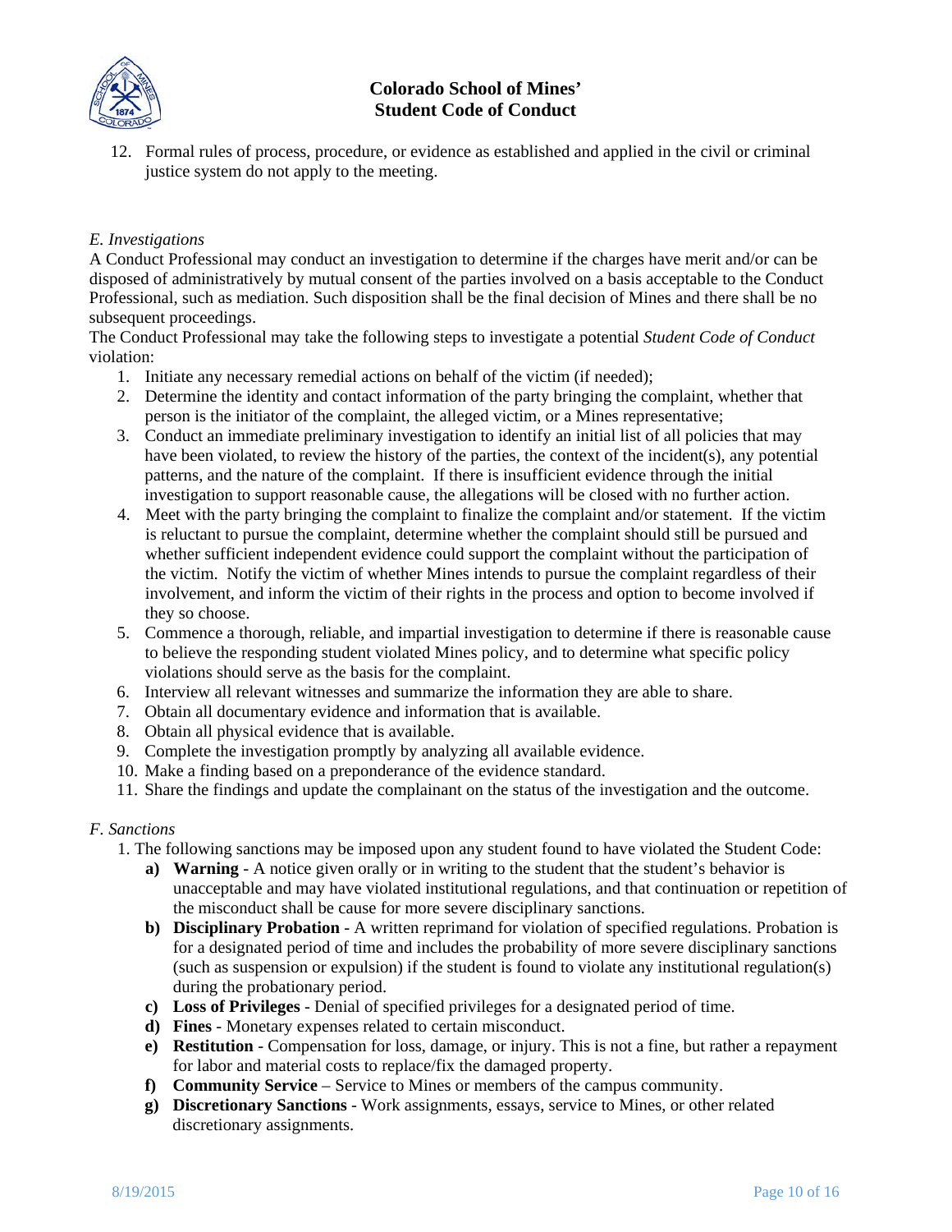12. Formal rules of process, procedure, or evidence as established and applied in the civil or criminal justice system do not apply to the meeting.

*E. Investigations*

A Conduct Professional may conduct an investigation to determine if the charges have merit and/or can be disposed of administratively by mutual consent of the parties involved on a basis acceptable to the Conduct Professional, such as mediation. Such disposition shall be the final decision of Mines and there shall be no subsequent proceedings.

The Conduct Professional may take the following steps to investigate a potential *Student Code of Conduct* violation:

1. Initiate any necessary remedial actions on behalf of the victim (if needed);
2. Determine the identity and contact information of the party bringing the complaint, whether that person is the initiator of the complaint, the alleged victim, or a Mines representative;
3. Conduct an immediate preliminary investigation to identify an initial list of all policies that may have been violated, to review the history of the parties, the context of the incident(s), any potential patterns, and the nature of the complaint. If there is insufficient evidence through the initial investigation to support reasonable cause, the allegations will be closed with no further action.
4. Meet with the party bringing the complaint to finalize the complaint and/or statement. If the victim is reluctant to pursue the complaint, determine whether the complaint should still be pursued and whether sufficient independent evidence could support the complaint without the participation of the victim. Notify the victim of whether Mines intends to pursue the complaint regardless of their involvement, and inform the victim of their rights in the process and option to become involved if they so choose.
5. Commence a thorough, reliable, and impartial investigation to determine if there is reasonable cause to believe the responding student violated Mines policy, and to determine what specific policy violations should serve as the basis for the complaint.
6. Interview all relevant witnesses and summarize the information they are able to share.
7. Obtain all documentary evidence and information that is available.
8. Obtain all physical evidence that is available.
9. Complete the investigation promptly by analyzing all available evidence.
10. Make a finding based on a preponderance of the evidence standard.
11. Share the findings and update the complainant on the status of the investigation and the outcome.

*F. Sanctions*

1. The following sanctions may be imposed upon any student found to have violated the Student Code:
   - **a) Warning** - A notice given orally or in writing to the student that the student's behavior is unacceptable and may have violated institutional regulations, and that continuation or repetition of the misconduct shall be cause for more severe disciplinary sanctions.
   - **b) Disciplinary Probation** - A written reprimand for violation of specified regulations. Probation is for a designated period of time and includes the probability of more severe disciplinary sanctions (such as suspension or expulsion) if the student is found to violate any institutional regulation(s) during the probationary period.
   - **c) Loss of Privileges** - Denial of specified privileges for a designated period of time.
   - **d) Fines** - Monetary expenses related to certain misconduct.
   - **e) Restitution** - Compensation for loss, damage, or injury. This is not a fine, but rather a repayment for labor and material costs to replace/fix the damaged property.
   - **f) Community Service** – Service to Mines or members of the campus community.
   - **g) Discretionary Sanctions** - Work assignments, essays, service to Mines, or other related discretionary assignments.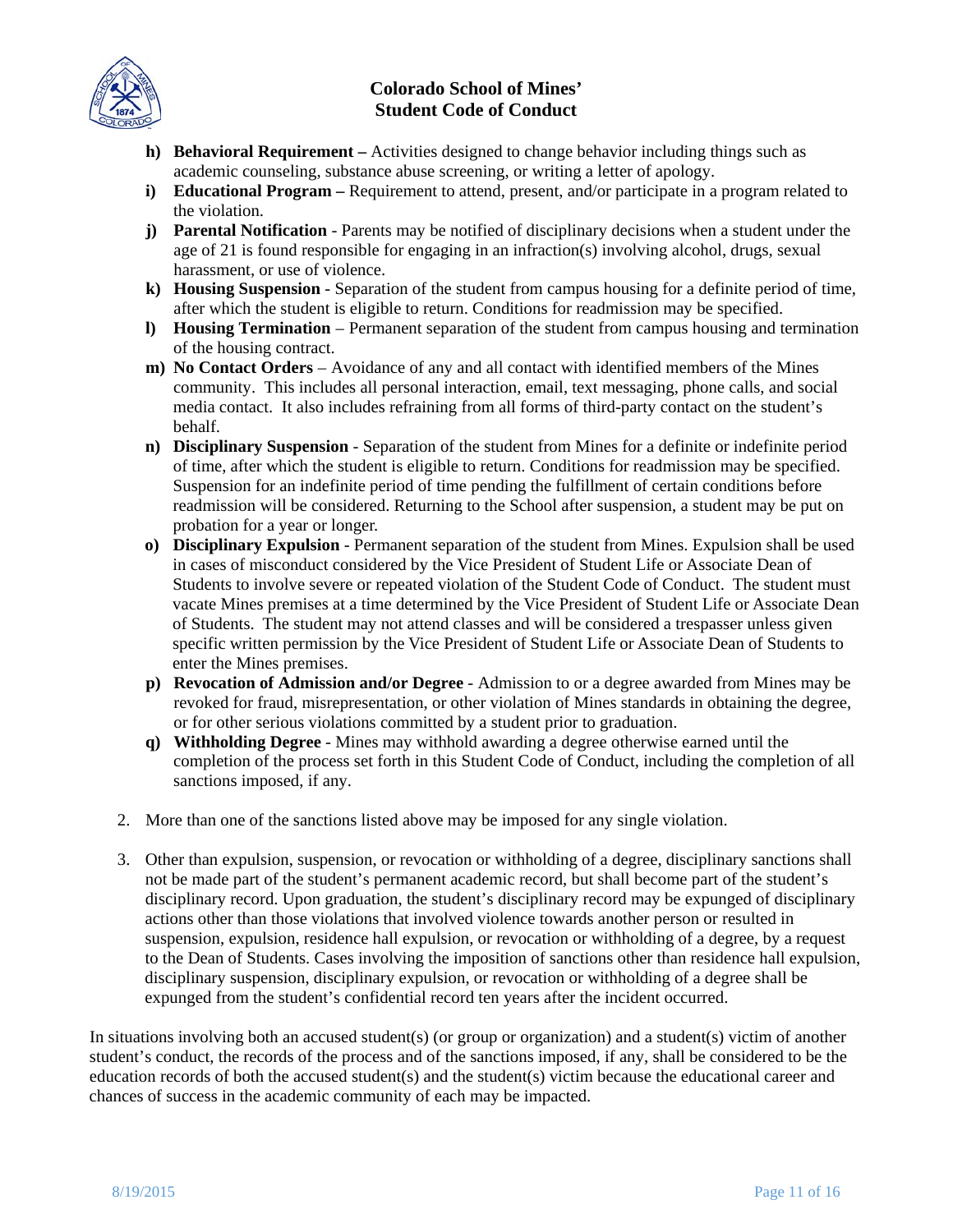h) **Behavioral Requirement –** Activities designed to change behavior including things such as academic counseling, substance abuse screening, or writing a letter of apology.

i) **Educational Program –** Requirement to attend, present, and/or participate in a program related to the violation.

j) **Parental Notification** - Parents may be notified of disciplinary decisions when a student under the age of 21 is found responsible for engaging in an infraction(s) involving alcohol, drugs, sexual harassment, or use of violence.

k) **Housing Suspension** - Separation of the student from campus housing for a definite period of time, after which the student is eligible to return. Conditions for readmission may be specified.

l) **Housing Termination** – Permanent separation of the student from campus housing and termination of the housing contract.

m) **No Contact Orders** – Avoidance of any and all contact with identified members of the Mines community. This includes all personal interaction, email, text messaging, phone calls, and social media contact. It also includes refraining from all forms of third-party contact on the student's behalf.

n) **Disciplinary Suspension** - Separation of the student from Mines for a definite or indefinite period of time, after which the student is eligible to return. Conditions for readmission may be specified. Suspension for an indefinite period of time pending the fulfillment of certain conditions before readmission will be considered. Returning to the School after suspension, a student may be put on probation for a year or longer.

o) **Disciplinary Expulsion** - Permanent separation of the student from Mines. Expulsion shall be used in cases of misconduct considered by the Vice President of Student Life or Associate Dean of Students to involve severe or repeated violation of the Student Code of Conduct. The student must vacate Mines premises at a time determined by the Vice President of Student Life or Associate Dean of Students. The student may not attend classes and will be considered a trespasser unless given specific written permission by the Vice President of Student Life or Associate Dean of Students to enter the Mines premises.

p) **Revocation of Admission and/or Degree** - Admission to or a degree awarded from Mines may be revoked for fraud, misrepresentation, or other violation of Mines standards in obtaining the degree, or for other serious violations committed by a student prior to graduation.

q) **Withholding Degree** - Mines may withhold awarding a degree otherwise earned until the completion of the process set forth in this Student Code of Conduct, including the completion of all sanctions imposed, if any.

2. More than one of the sanctions listed above may be imposed for any single violation.

3. Other than expulsion, suspension, or revocation or withholding of a degree, disciplinary sanctions shall not be made part of the student's permanent academic record, but shall become part of the student's disciplinary record. Upon graduation, the student's disciplinary record may be expunged of disciplinary actions other than those violations that involved violence towards another person or resulted in suspension, expulsion, residence hall expulsion, or revocation or withholding of a degree, by a request to the Dean of Students. Cases involving the imposition of sanctions other than residence hall expulsion, disciplinary suspension, disciplinary expulsion, or revocation or withholding of a degree shall be expunged from the student's confidential record ten years after the incident occurred.

In situations involving both an accused student(s) (or group or organization) and a student(s) victim of another student's conduct, the records of the process and of the sanctions imposed, if any, shall be considered to be the education records of both the accused student(s) and the student(s) victim because the educational career and chances of success in the academic community of each may be impacted.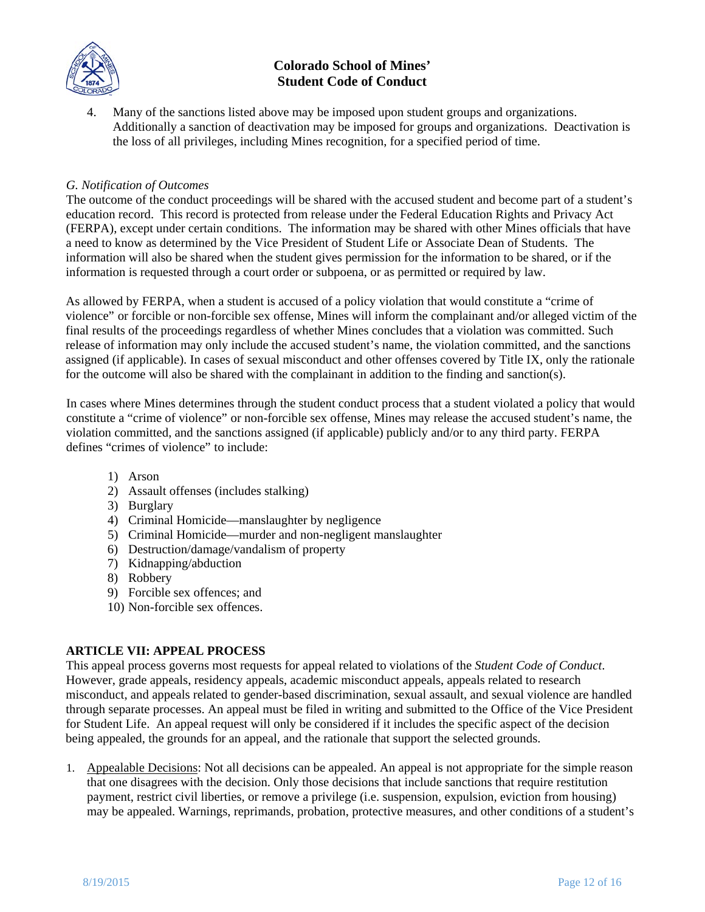4. Many of the sanctions listed above may be imposed upon student groups and organizations. Additionally a sanction of deactivation may be imposed for groups and organizations. Deactivation is the loss of all privileges, including Mines recognition, for a specified period of time.

*G. Notification of Outcomes*

The outcome of the conduct proceedings will be shared with the accused student and become part of a student's education record. This record is protected from release under the Federal Education Rights and Privacy Act (FERPA), except under certain conditions. The information may be shared with other Mines officials that have a need to know as determined by the Vice President of Student Life or Associate Dean of Students. The information will also be shared when the student gives permission for the information to be shared, or if the information is requested through a court order or subpoena, or as permitted or required by law.

As allowed by FERPA, when a student is accused of a policy violation that would constitute a "crime of violence" or forcible or non-forcible sex offense, Mines will inform the complainant and/or alleged victim of the final results of the proceedings regardless of whether Mines concludes that a violation was committed. Such release of information may only include the accused student's name, the violation committed, and the sanctions assigned (if applicable). In cases of sexual misconduct and other offenses covered by Title IX, only the rationale for the outcome will also be shared with the complainant in addition to the finding and sanction(s).

In cases where Mines determines through the student conduct process that a student violated a policy that would constitute a "crime of violence" or non-forcible sex offense, Mines may release the accused student's name, the violation committed, and the sanctions assigned (if applicable) publicly and/or to any third party. FERPA defines "crimes of violence" to include:

1) Arson
2) Assault offenses (includes stalking)
3) Burglary
4) Criminal Homicide—manslaughter by negligence
5) Criminal Homicide—murder and non-negligent manslaughter
6) Destruction/damage/vandalism of property
7) Kidnapping/abduction
8) Robbery
9) Forcible sex offences; and
10) Non-forcible sex offences.

## ARTICLE VII: APPEAL PROCESS

This appeal process governs most requests for appeal related to violations of the *Student Code of Conduct*. However, grade appeals, residency appeals, academic misconduct appeals, appeals related to research misconduct, and appeals related to gender-based discrimination, sexual assault, and sexual violence are handled through separate processes. An appeal must be filed in writing and submitted to the Office of the Vice President for Student Life. An appeal request will only be considered if it includes the specific aspect of the decision being appealed, the grounds for an appeal, and the rationale that support the selected grounds.

1. Appealable Decisions: Not all decisions can be appealed. An appeal is not appropriate for the simple reason that one disagrees with the decision. Only those decisions that include sanctions that require restitution payment, restrict civil liberties, or remove a privilege (i.e. suspension, expulsion, eviction from housing) may be appealed. Warnings, reprimands, probation, protective measures, and other conditions of a student's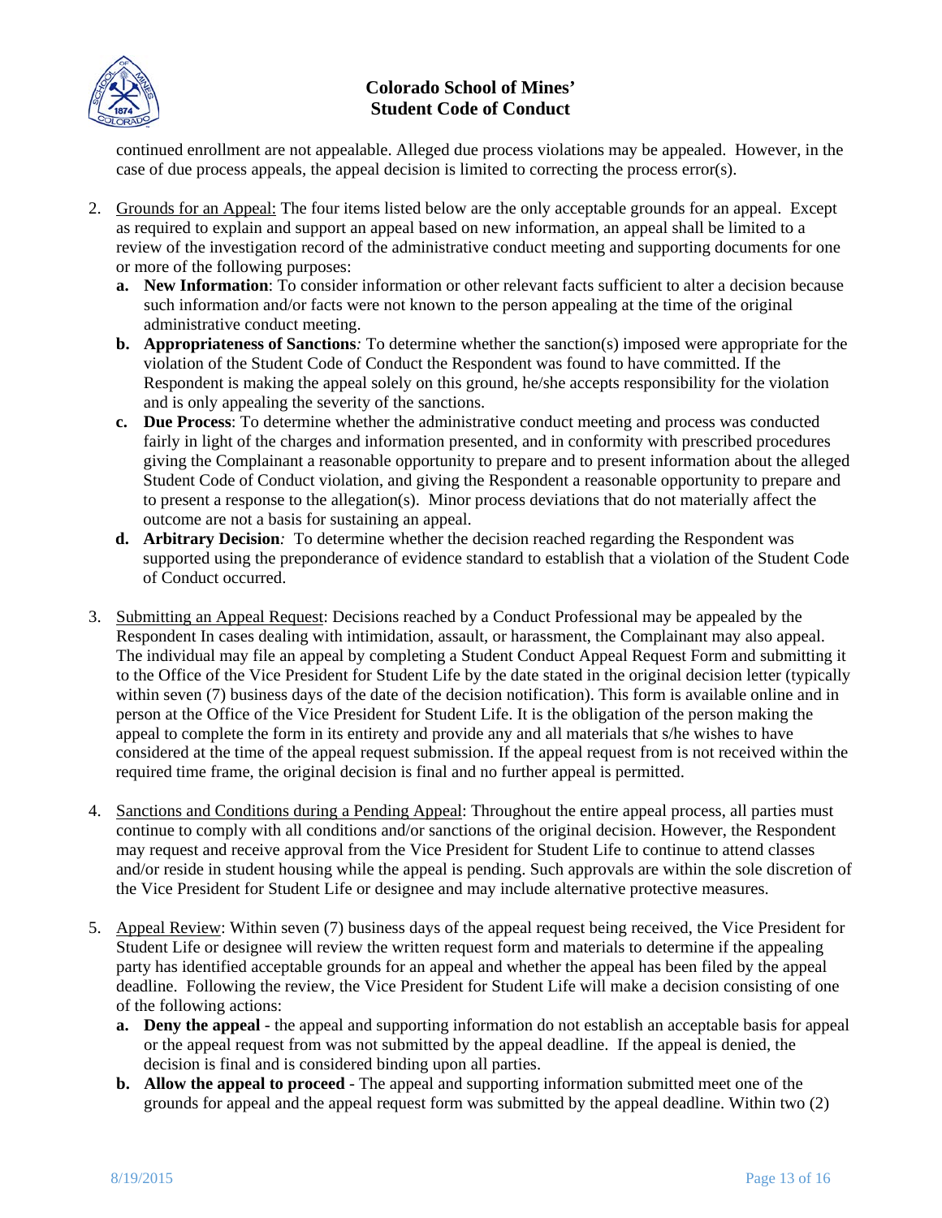continued enrollment are not appealable. Alleged due process violations may be appealed. However, in the case of due process appeals, the appeal decision is limited to correcting the process error(s).

2. Grounds for an Appeal: The four items listed below are the only acceptable grounds for an appeal. Except as required to explain and support an appeal based on new information, an appeal shall be limited to a review of the investigation record of the administrative conduct meeting and supporting documents for one or more of the following purposes:
   a. **New Information**: To consider information or other relevant facts sufficient to alter a decision because such information and/or facts were not known to the person appealing at the time of the original administrative conduct meeting.
   b. **Appropriateness of Sanctions***:* To determine whether the sanction(s) imposed were appropriate for the violation of the Student Code of Conduct the Respondent was found to have committed. If the Respondent is making the appeal solely on this ground, he/she accepts responsibility for the violation and is only appealing the severity of the sanctions.
   c. **Due Process**: To determine whether the administrative conduct meeting and process was conducted fairly in light of the charges and information presented, and in conformity with prescribed procedures giving the Complainant a reasonable opportunity to prepare and to present information about the alleged Student Code of Conduct violation, and giving the Respondent a reasonable opportunity to prepare and to present a response to the allegation(s). Minor process deviations that do not materially affect the outcome are not a basis for sustaining an appeal.
   d. **Arbitrary Decision***:* To determine whether the decision reached regarding the Respondent was supported using the preponderance of evidence standard to establish that a violation of the Student Code of Conduct occurred.

3. Submitting an Appeal Request: Decisions reached by a Conduct Professional may be appealed by the Respondent In cases dealing with intimidation, assault, or harassment, the Complainant may also appeal. The individual may file an appeal by completing a Student Conduct Appeal Request Form and submitting it to the Office of the Vice President for Student Life by the date stated in the original decision letter (typically within seven (7) business days of the date of the decision notification). This form is available online and in person at the Office of the Vice President for Student Life. It is the obligation of the person making the appeal to complete the form in its entirety and provide any and all materials that s/he wishes to have considered at the time of the appeal request submission. If the appeal request from is not received within the required time frame, the original decision is final and no further appeal is permitted.

4. Sanctions and Conditions during a Pending Appeal: Throughout the entire appeal process, all parties must continue to comply with all conditions and/or sanctions of the original decision. However, the Respondent may request and receive approval from the Vice President for Student Life to continue to attend classes and/or reside in student housing while the appeal is pending. Such approvals are within the sole discretion of the Vice President for Student Life or designee and may include alternative protective measures.

5. Appeal Review: Within seven (7) business days of the appeal request being received, the Vice President for Student Life or designee will review the written request form and materials to determine if the appealing party has identified acceptable grounds for an appeal and whether the appeal has been filed by the appeal deadline. Following the review, the Vice President for Student Life will make a decision consisting of one of the following actions:
   a. **Deny the appeal** - the appeal and supporting information do not establish an acceptable basis for appeal or the appeal request from was not submitted by the appeal deadline. If the appeal is denied, the decision is final and is considered binding upon all parties.
   b. **Allow the appeal to proceed** - The appeal and supporting information submitted meet one of the grounds for appeal and the appeal request form was submitted by the appeal deadline. Within two (2)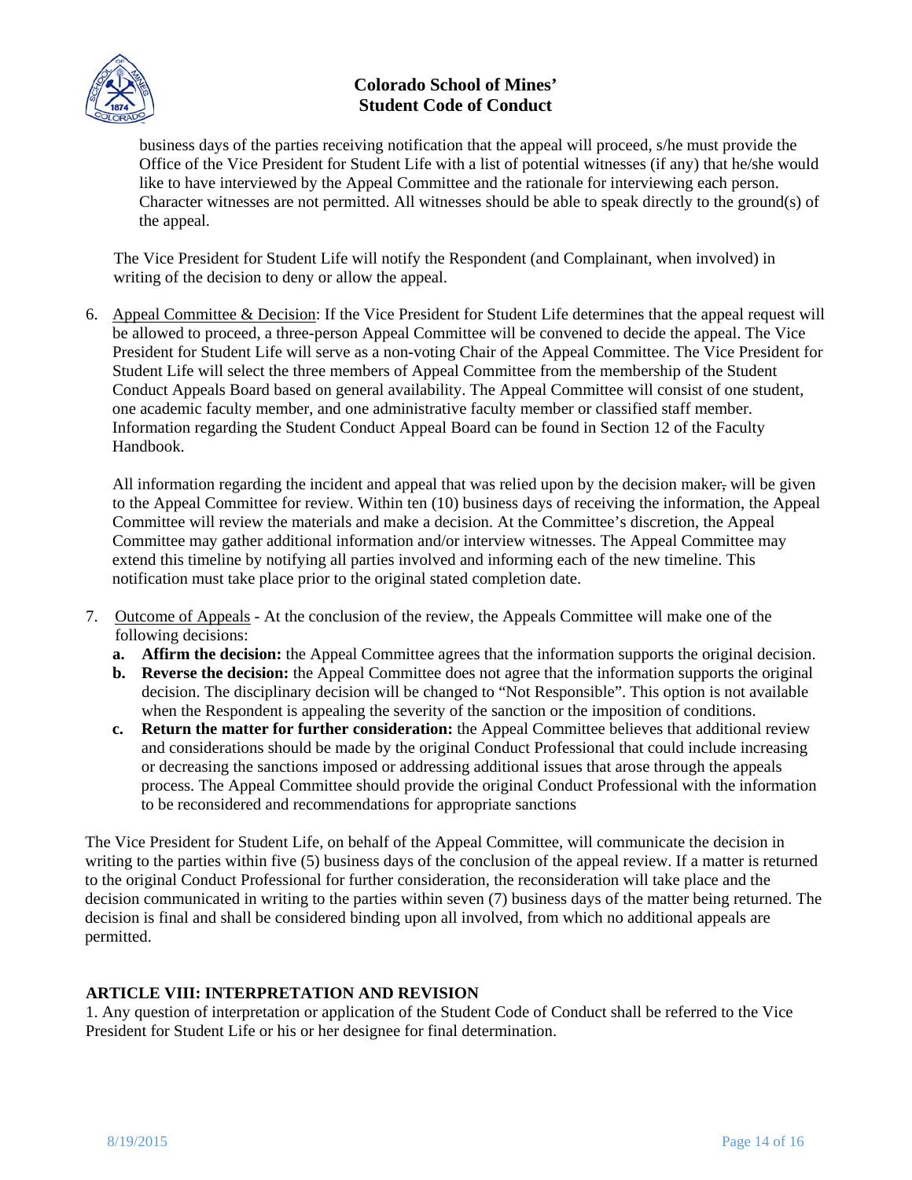business days of the parties receiving notification that the appeal will proceed, s/he must provide the Office of the Vice President for Student Life with a list of potential witnesses (if any) that he/she would like to have interviewed by the Appeal Committee and the rationale for interviewing each person. Character witnesses are not permitted. All witnesses should be able to speak directly to the ground(s) of the appeal.

The Vice President for Student Life will notify the Respondent (and Complainant, when involved) in writing of the decision to deny or allow the appeal.

6. Appeal Committee & Decision: If the Vice President for Student Life determines that the appeal request will be allowed to proceed, a three-person Appeal Committee will be convened to decide the appeal. The Vice President for Student Life will serve as a non-voting Chair of the Appeal Committee. The Vice President for Student Life will select the three members of Appeal Committee from the membership of the Student Conduct Appeals Board based on general availability. The Appeal Committee will consist of one student, one academic faculty member, and one administrative faculty member or classified staff member. Information regarding the Student Conduct Appeal Board can be found in Section 12 of the Faculty Handbook.

   All information regarding the incident and appeal that was relied upon by the decision maker, will be given to the Appeal Committee for review. Within ten (10) business days of receiving the information, the Appeal Committee will review the materials and make a decision. At the Committee's discretion, the Appeal Committee may gather additional information and/or interview witnesses. The Appeal Committee may extend this timeline by notifying all parties involved and informing each of the new timeline. This notification must take place prior to the original stated completion date.

7. Outcome of Appeals - At the conclusion of the review, the Appeals Committee will make one of the following decisions:
   - **a. Affirm the decision:** the Appeal Committee agrees that the information supports the original decision.
   - **b. Reverse the decision:** the Appeal Committee does not agree that the information supports the original decision. The disciplinary decision will be changed to "Not Responsible". This option is not available when the Respondent is appealing the severity of the sanction or the imposition of conditions.
   - **c. Return the matter for further consideration:** the Appeal Committee believes that additional review and considerations should be made by the original Conduct Professional that could include increasing or decreasing the sanctions imposed or addressing additional issues that arose through the appeals process. The Appeal Committee should provide the original Conduct Professional with the information to be reconsidered and recommendations for appropriate sanctions

The Vice President for Student Life, on behalf of the Appeal Committee, will communicate the decision in writing to the parties within five (5) business days of the conclusion of the appeal review. If a matter is returned to the original Conduct Professional for further consideration, the reconsideration will take place and the decision communicated in writing to the parties within seven (7) business days of the matter being returned. The decision is final and shall be considered binding upon all involved, from which no additional appeals are permitted.

## ARTICLE VIII: INTERPRETATION AND REVISION

1. Any question of interpretation or application of the Student Code of Conduct shall be referred to the Vice President for Student Life or his or her designee for final determination.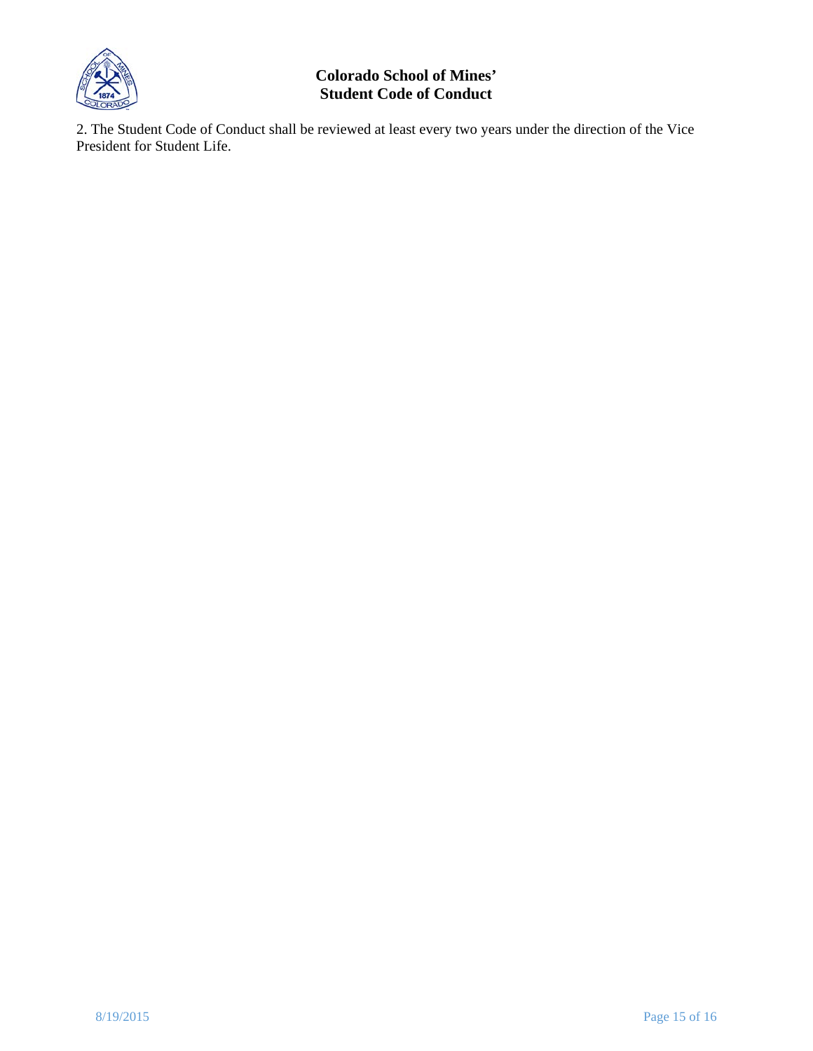2. The Student Code of Conduct shall be reviewed at least every two years under the direction of the Vice President for Student Life.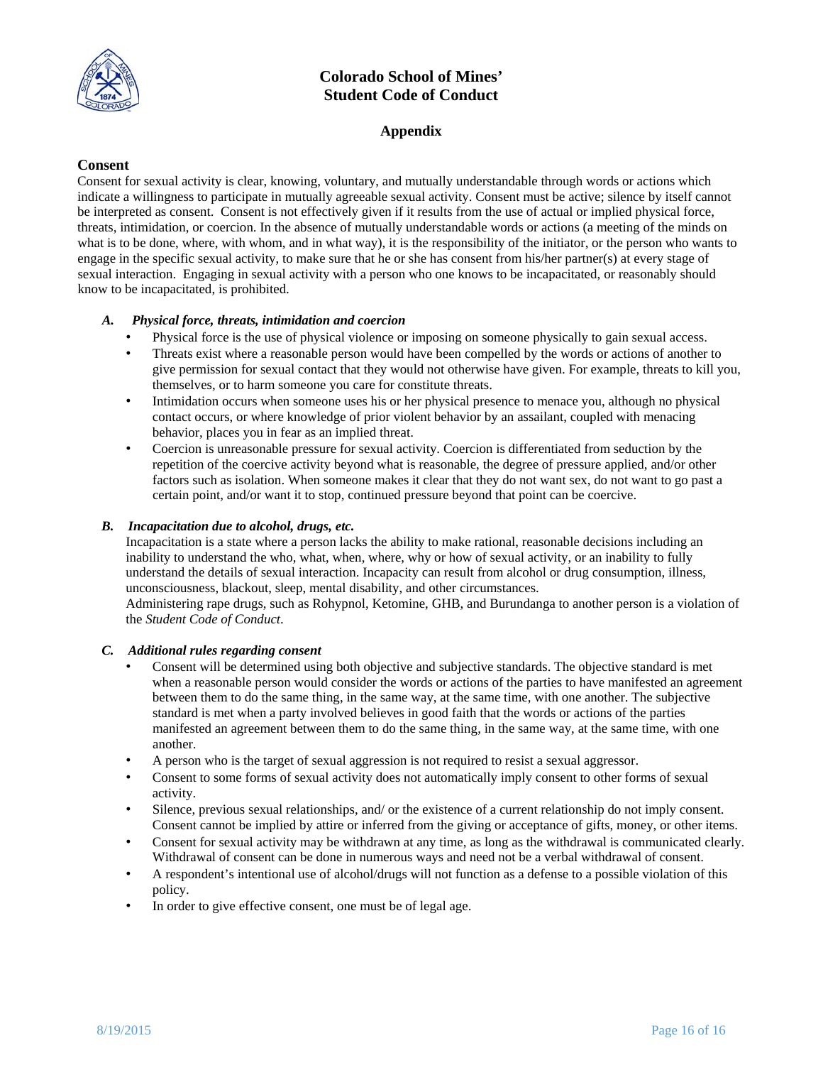# Colorado School of Mines' Student Code of Conduct

## Appendix

### Consent

Consent for sexual activity is clear, knowing, voluntary, and mutually understandable through words or actions which indicate a willingness to participate in mutually agreeable sexual activity. Consent must be active; silence by itself cannot be interpreted as consent. Consent is not effectively given if it results from the use of actual or implied physical force, threats, intimidation, or coercion. In the absence of mutually understandable words or actions (a meeting of the minds on what is to be done, where, with whom, and in what way), it is the responsibility of the initiator, or the person who wants to engage in the specific sexual activity, to make sure that he or she has consent from his/her partner(s) at every stage of sexual interaction. Engaging in sexual activity with a person who one knows to be incapacitated, or reasonably should know to be incapacitated, is prohibited.

***A. Physical force, threats, intimidation and coercion***

- Physical force is the use of physical violence or imposing on someone physically to gain sexual access.
- Threats exist where a reasonable person would have been compelled by the words or actions of another to give permission for sexual contact that they would not otherwise have given. For example, threats to kill you, themselves, or to harm someone you care for constitute threats.
- Intimidation occurs when someone uses his or her physical presence to menace you, although no physical contact occurs, or where knowledge of prior violent behavior by an assailant, coupled with menacing behavior, places you in fear as an implied threat.
- Coercion is unreasonable pressure for sexual activity. Coercion is differentiated from seduction by the repetition of the coercive activity beyond what is reasonable, the degree of pressure applied, and/or other factors such as isolation. When someone makes it clear that they do not want sex, do not want to go past a certain point, and/or want it to stop, continued pressure beyond that point can be coercive.

***B. Incapacitation due to alcohol, drugs, etc.***

Incapacitation is a state where a person lacks the ability to make rational, reasonable decisions including an inability to understand the who, what, when, where, why or how of sexual activity, or an inability to fully understand the details of sexual interaction. Incapacity can result from alcohol or drug consumption, illness, unconsciousness, blackout, sleep, mental disability, and other circumstances.

Administering rape drugs, such as Rohypnol, Ketomine, GHB, and Burundanga to another person is a violation of the *Student Code of Conduct*.

***C. Additional rules regarding consent***

- Consent will be determined using both objective and subjective standards. The objective standard is met when a reasonable person would consider the words or actions of the parties to have manifested an agreement between them to do the same thing, in the same way, at the same time, with one another. The subjective standard is met when a party involved believes in good faith that the words or actions of the parties manifested an agreement between them to do the same thing, in the same way, at the same time, with one another.
- A person who is the target of sexual aggression is not required to resist a sexual aggressor.
- Consent to some forms of sexual activity does not automatically imply consent to other forms of sexual activity.
- Silence, previous sexual relationships, and/ or the existence of a current relationship do not imply consent. Consent cannot be implied by attire or inferred from the giving or acceptance of gifts, money, or other items.
- Consent for sexual activity may be withdrawn at any time, as long as the withdrawal is communicated clearly. Withdrawal of consent can be done in numerous ways and need not be a verbal withdrawal of consent.
- A respondent's intentional use of alcohol/drugs will not function as a defense to a possible violation of this policy.
- In order to give effective consent, one must be of legal age.